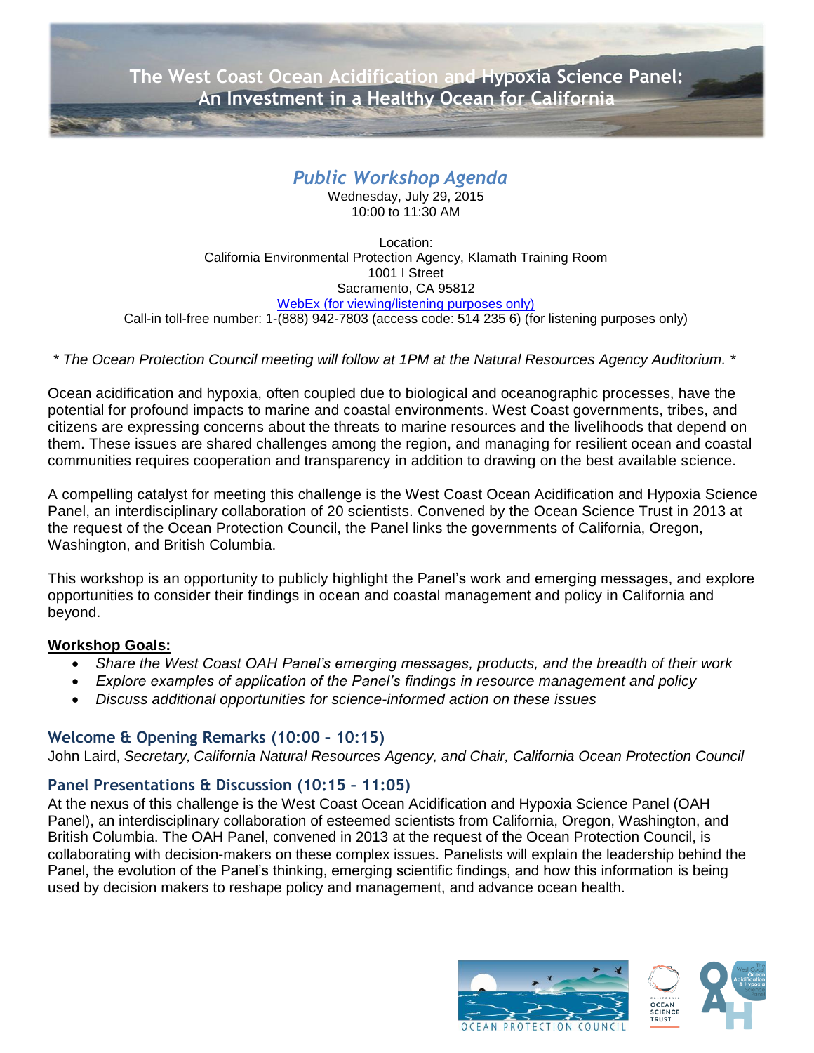# The West Coast Ocean Acidification and Hypoxia Science Panel: An Investment in a Healthy Ocean for California

## *Public Workshop Agenda*

Wednesday, July 29, 2015
10:00 to 11:30 AM

Location:
California Environmental Protection Agency, Klamath Training Room
1001 I Street
Sacramento, CA 95812
WebEx (for viewing/listening purposes only)
Call-in toll-free number: 1-(888) 942-7803 (access code: 514 235 6) (for listening purposes only)

*\* The Ocean Protection Council meeting will follow at 1PM at the Natural Resources Agency Auditorium. \**

Ocean acidification and hypoxia, often coupled due to biological and oceanographic processes, have the potential for profound impacts to marine and coastal environments. West Coast governments, tribes, and citizens are expressing concerns about the threats to marine resources and the livelihoods that depend on them. These issues are shared challenges among the region, and managing for resilient ocean and coastal communities requires cooperation and transparency in addition to drawing on the best available science.

A compelling catalyst for meeting this challenge is the West Coast Ocean Acidification and Hypoxia Science Panel, an interdisciplinary collaboration of 20 scientists. Convened by the Ocean Science Trust in 2013 at the request of the Ocean Protection Council, the Panel links the governments of California, Oregon, Washington, and British Columbia.

This workshop is an opportunity to publicly highlight the Panel's work and emerging messages, and explore opportunities to consider their findings in ocean and coastal management and policy in California and beyond.

**Workshop Goals:**

- *Share the West Coast OAH Panel's emerging messages, products, and the breadth of their work*
- *Explore examples of application of the Panel's findings in resource management and policy*
- *Discuss additional opportunities for science-informed action on these issues*

### Welcome & Opening Remarks (10:00 – 10:15)

John Laird, *Secretary, California Natural Resources Agency, and Chair, California Ocean Protection Council*

### Panel Presentations & Discussion (10:15 – 11:05)

At the nexus of this challenge is the West Coast Ocean Acidification and Hypoxia Science Panel (OAH Panel), an interdisciplinary collaboration of esteemed scientists from California, Oregon, Washington, and British Columbia. The OAH Panel, convened in 2013 at the request of the Ocean Protection Council, is collaborating with decision-makers on these complex issues. Panelists will explain the leadership behind the Panel, the evolution of the Panel's thinking, emerging scientific findings, and how this information is being used by decision makers to reshape policy and management, and advance ocean health.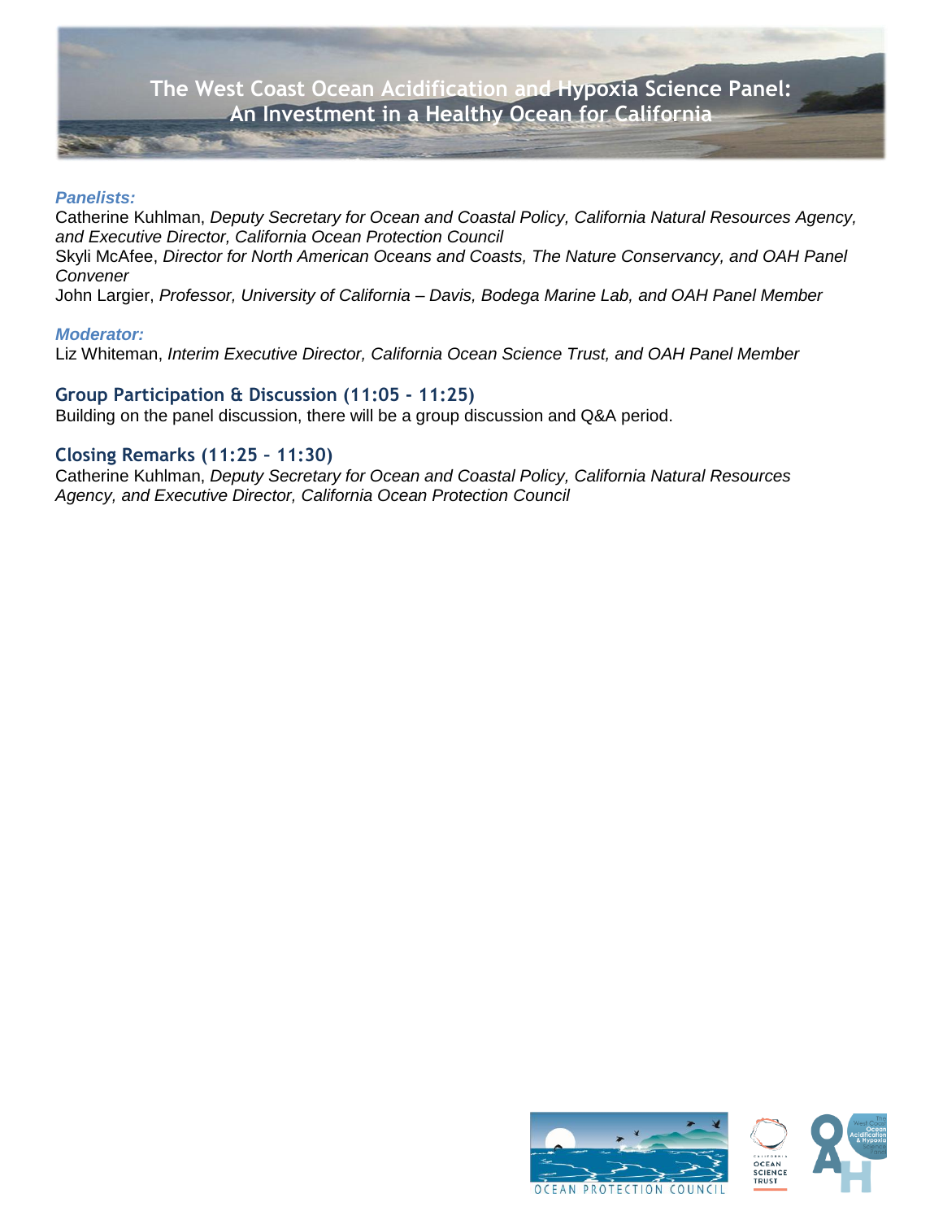# The West Coast Ocean Acidification and Hypoxia Science Panel: An Investment in a Healthy Ocean for California

***Panelists:***

Catherine Kuhlman, *Deputy Secretary for Ocean and Coastal Policy, California Natural Resources Agency, and Executive Director, California Ocean Protection Council*

Skyli McAfee, *Director for North American Oceans and Coasts, The Nature Conservancy, and OAH Panel Convener*

John Largier, *Professor, University of California – Davis, Bodega Marine Lab, and OAH Panel Member*

***Moderator:***

Liz Whiteman, *Interim Executive Director, California Ocean Science Trust, and OAH Panel Member*

## Group Participation & Discussion (11:05 - 11:25)

Building on the panel discussion, there will be a group discussion and Q&A period.

## Closing Remarks (11:25 – 11:30)

Catherine Kuhlman, *Deputy Secretary for Ocean and Coastal Policy, California Natural Resources Agency, and Executive Director, California Ocean Protection Council*